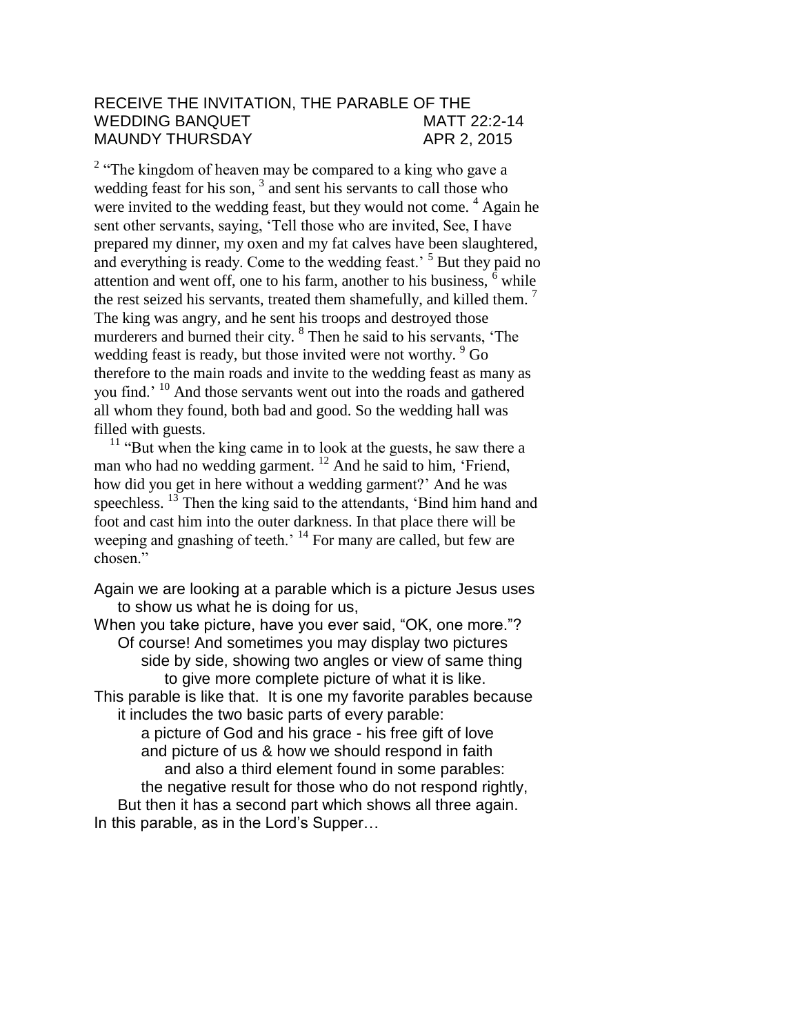RECEIVE THE INVITATION, THE PARABLE OF THE WEDDING BANQUET MATT 22:2-14
MAUNDY THURSDAY APR 2, 2015

[2] "The kingdom of heaven may be compared to a king who gave a wedding feast for his son, [3] and sent his servants to call those who were invited to the wedding feast, but they would not come. [4] Again he sent other servants, saying, 'Tell those who are invited, See, I have prepared my dinner, my oxen and my fat calves have been slaughtered, and everything is ready. Come to the wedding feast.' [5] But they paid no attention and went off, one to his farm, another to his business, [6] while the rest seized his servants, treated them shamefully, and killed them. [7] The king was angry, and he sent his troops and destroyed those murderers and burned their city. [8] Then he said to his servants, 'The wedding feast is ready, but those invited were not worthy. [9] Go therefore to the main roads and invite to the wedding feast as many as you find.' [10] And those servants went out into the roads and gathered all whom they found, both bad and good. So the wedding hall was filled with guests.

[11] "But when the king came in to look at the guests, he saw there a man who had no wedding garment. [12] And he said to him, 'Friend, how did you get in here without a wedding garment?' And he was speechless. [13] Then the king said to the attendants, 'Bind him hand and foot and cast him into the outer darkness. In that place there will be weeping and gnashing of teeth.' [14] For many are called, but few are chosen."

Again we are looking at a parable which is a picture Jesus uses
to show us what he is doing for us,
When you take picture, have you ever said, "OK, one more."?
Of course! And sometimes you may display two pictures
side by side, showing two angles or view of same thing
to give more complete picture of what it is like.
This parable is like that. It is one my favorite parables because
it includes the two basic parts of every parable:
a picture of God and his grace - his free gift of love
and picture of us & how we should respond in faith
and also a third element found in some parables:
the negative result for those who do not respond rightly,
But then it has a second part which shows all three again.
In this parable, as in the Lord's Supper…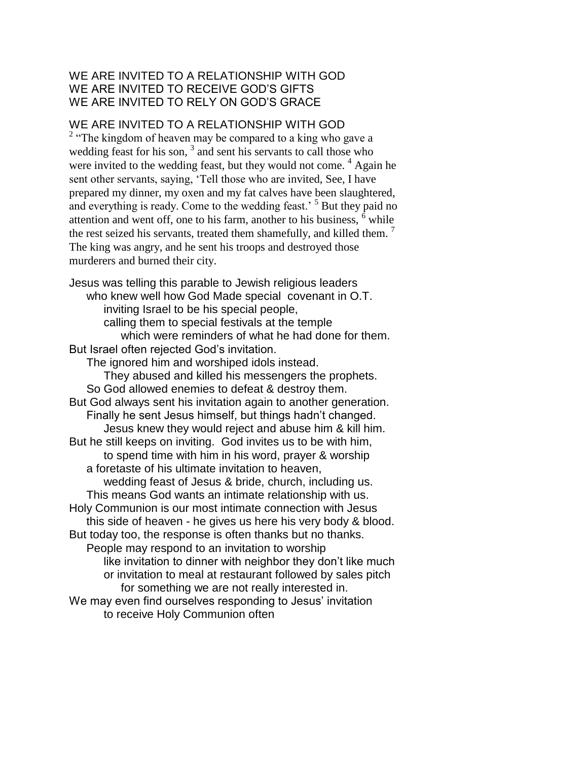WE ARE INVITED TO A RELATIONSHIP WITH GOD
WE ARE INVITED TO RECEIVE GOD'S GIFTS
WE ARE INVITED TO RELY ON GOD'S GRACE

## WE ARE INVITED TO A RELATIONSHIP WITH GOD

[2] "The kingdom of heaven may be compared to a king who gave a wedding feast for his son, [3] and sent his servants to call those who were invited to the wedding feast, but they would not come. [4] Again he sent other servants, saying, 'Tell those who are invited, See, I have prepared my dinner, my oxen and my fat calves have been slaughtered, and everything is ready. Come to the wedding feast.' [5] But they paid no attention and went off, one to his farm, another to his business, [6] while the rest seized his servants, treated them shamefully, and killed them. [7] The king was angry, and he sent his troops and destroyed those murderers and burned their city.

Jesus was telling this parable to Jewish religious leaders
  who knew well how God Made special covenant in O.T.
    inviting Israel to be his special people,
    calling them to special festivals at the temple
      which were reminders of what he had done for them.
But Israel often rejected God's invitation.
  The ignored him and worshiped idols instead.
    They abused and killed his messengers the prophets.
  So God allowed enemies to defeat & destroy them.
But God always sent his invitation again to another generation.
  Finally he sent Jesus himself, but things hadn't changed.
    Jesus knew they would reject and abuse him & kill him.
But he still keeps on inviting. God invites us to be with him,
    to spend time with him in his word, prayer & worship
  a foretaste of his ultimate invitation to heaven,
    wedding feast of Jesus & bride, church, including us.
  This means God wants an intimate relationship with us.
Holy Communion is our most intimate connection with Jesus
  this side of heaven - he gives us here his very body & blood.
But today too, the response is often thanks but no thanks.
  People may respond to an invitation to worship
    like invitation to dinner with neighbor they don't like much
    or invitation to meal at restaurant followed by sales pitch
      for something we are not really interested in.
We may even find ourselves responding to Jesus' invitation
    to receive Holy Communion often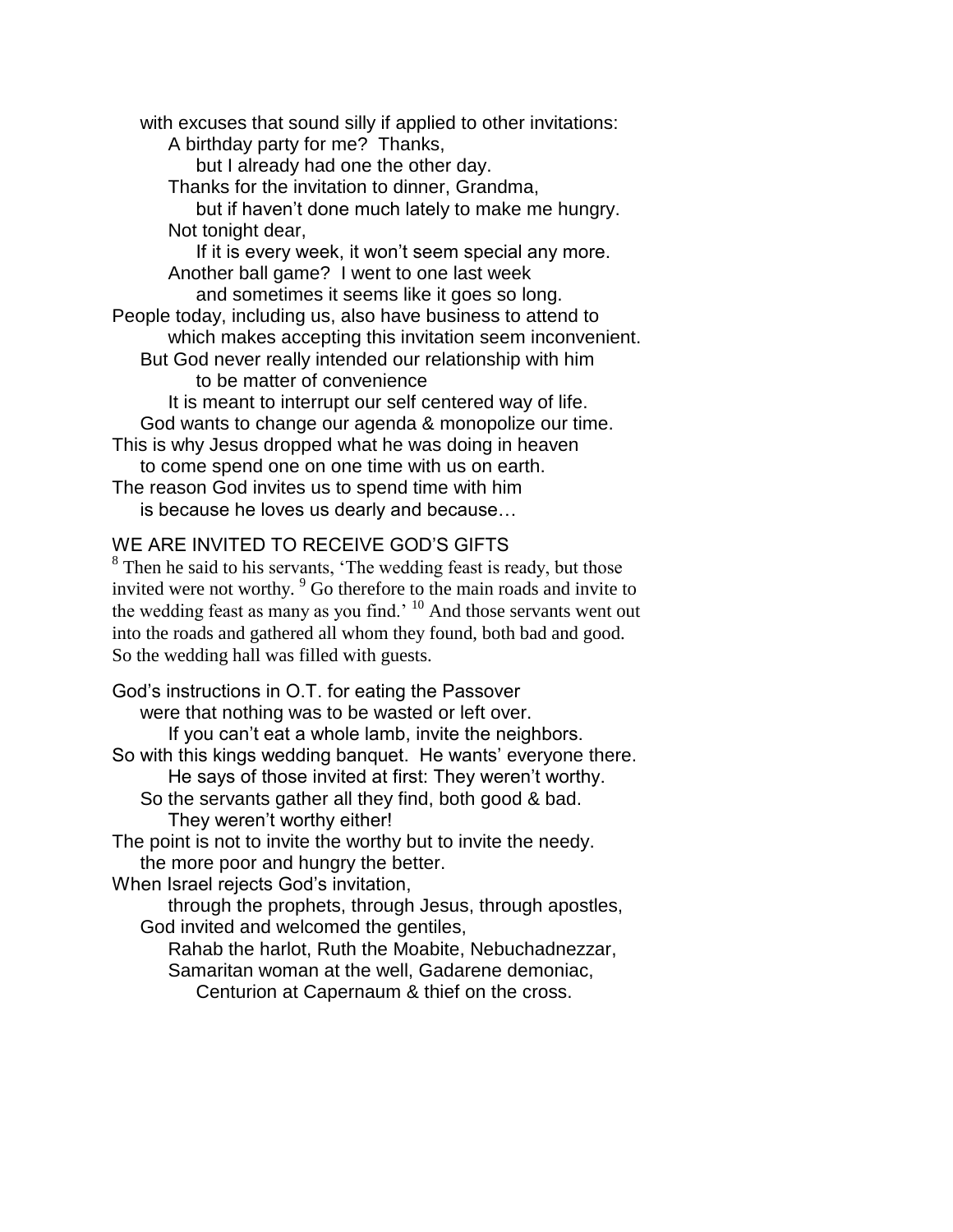with excuses that sound silly if applied to other invitations:

A birthday party for me? Thanks,
but I already had one the other day.

Thanks for the invitation to dinner, Grandma,
but if haven't done much lately to make me hungry.

Not tonight dear,
If it is every week, it won't seem special any more.

Another ball game? I went to one last week
and sometimes it seems like it goes so long.

People today, including us, also have business to attend to
which makes accepting this invitation seem inconvenient.
But God never really intended our relationship with him
to be matter of convenience
It is meant to interrupt our self centered way of life.
God wants to change our agenda & monopolize our time.
This is why Jesus dropped what he was doing in heaven
to come spend one on one time with us on earth.
The reason God invites us to spend time with him
is because he loves us dearly and because…

## WE ARE INVITED TO RECEIVE GOD'S GIFTS

[8] Then he said to his servants, 'The wedding feast is ready, but those invited were not worthy. [9] Go therefore to the main roads and invite to the wedding feast as many as you find.' [10] And those servants went out into the roads and gathered all whom they found, both bad and good. So the wedding hall was filled with guests.

God's instructions in O.T. for eating the Passover
were that nothing was to be wasted or left over.
If you can't eat a whole lamb, invite the neighbors.
So with this kings wedding banquet. He wants' everyone there.
He says of those invited at first: They weren't worthy.
So the servants gather all they find, both good & bad.
They weren't worthy either!
The point is not to invite the worthy but to invite the needy.
the more poor and hungry the better.
When Israel rejects God's invitation,
through the prophets, through Jesus, through apostles,
God invited and welcomed the gentiles,
Rahab the harlot, Ruth the Moabite, Nebuchadnezzar,
Samaritan woman at the well, Gadarene demoniac,
Centurion at Capernaum & thief on the cross.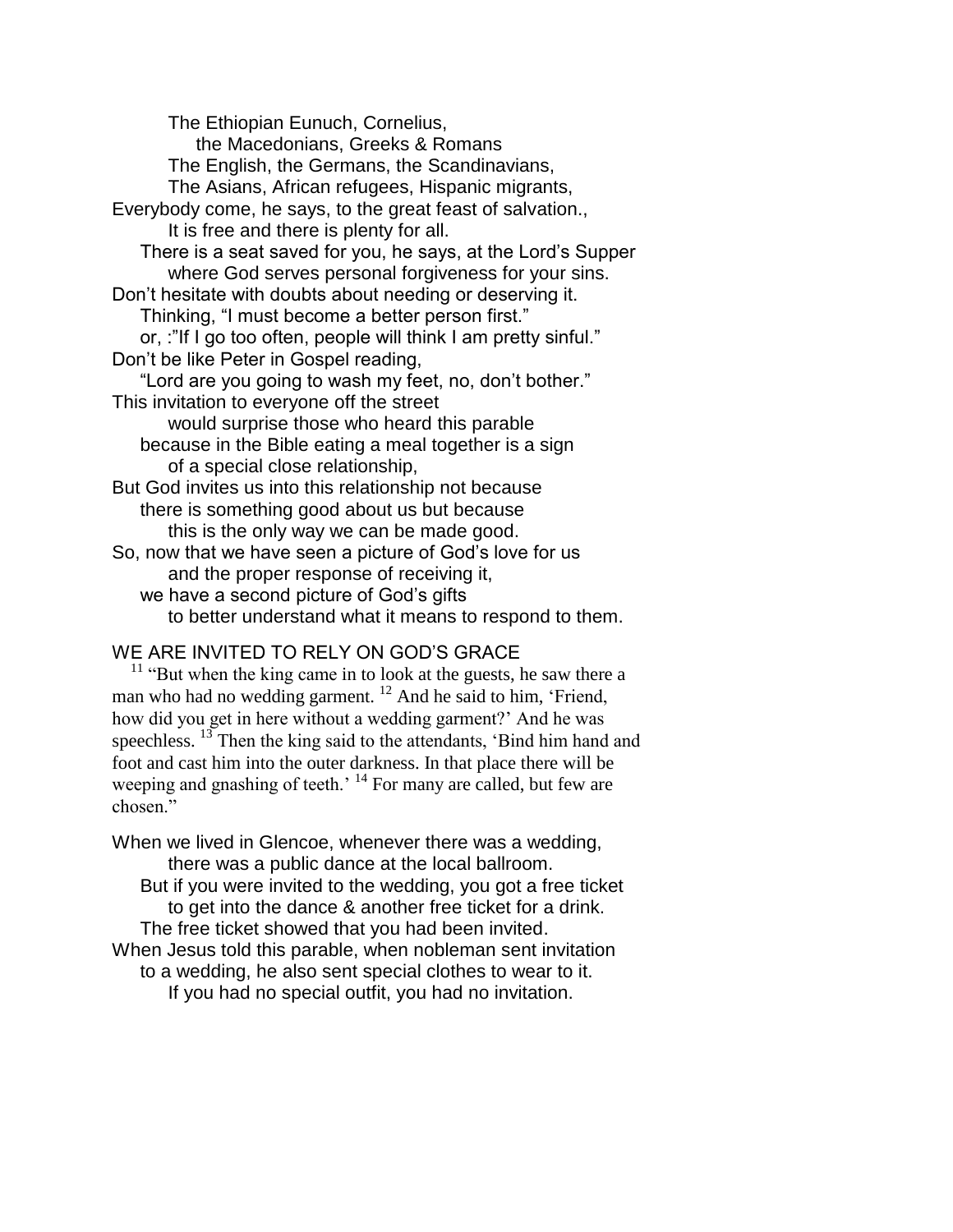The Ethiopian Eunuch, Cornelius,
the Macedonians, Greeks & Romans
The English, the Germans, the Scandinavians,
The Asians, African refugees, Hispanic migrants,
Everybody come, he says, to the great feast of salvation.,
It is free and there is plenty for all.
There is a seat saved for you, he says, at the Lord's Supper
where God serves personal forgiveness for your sins.
Don't hesitate with doubts about needing or deserving it.
Thinking, "I must become a better person first."
or, :"If I go too often, people will think I am pretty sinful."
Don't be like Peter in Gospel reading,
"Lord are you going to wash my feet, no, don't bother."
This invitation to everyone off the street
would surprise those who heard this parable
because in the Bible eating a meal together is a sign
of a special close relationship,
But God invites us into this relationship not because
there is something good about us but because
this is the only way we can be made good.
So, now that we have seen a picture of God's love for us
and the proper response of receiving it,
we have a second picture of God's gifts
to better understand what it means to respond to them.

WE ARE INVITED TO RELY ON GOD'S GRACE

[11] "But when the king came in to look at the guests, he saw there a man who had no wedding garment. [12] And he said to him, 'Friend, how did you get in here without a wedding garment?' And he was speechless. [13] Then the king said to the attendants, 'Bind him hand and foot and cast him into the outer darkness. In that place there will be weeping and gnashing of teeth.' [14] For many are called, but few are chosen."

When we lived in Glencoe, whenever there was a wedding,
there was a public dance at the local ballroom.
But if you were invited to the wedding, you got a free ticket
to get into the dance & another free ticket for a drink.
The free ticket showed that you had been invited.
When Jesus told this parable, when nobleman sent invitation
to a wedding, he also sent special clothes to wear to it.
If you had no special outfit, you had no invitation.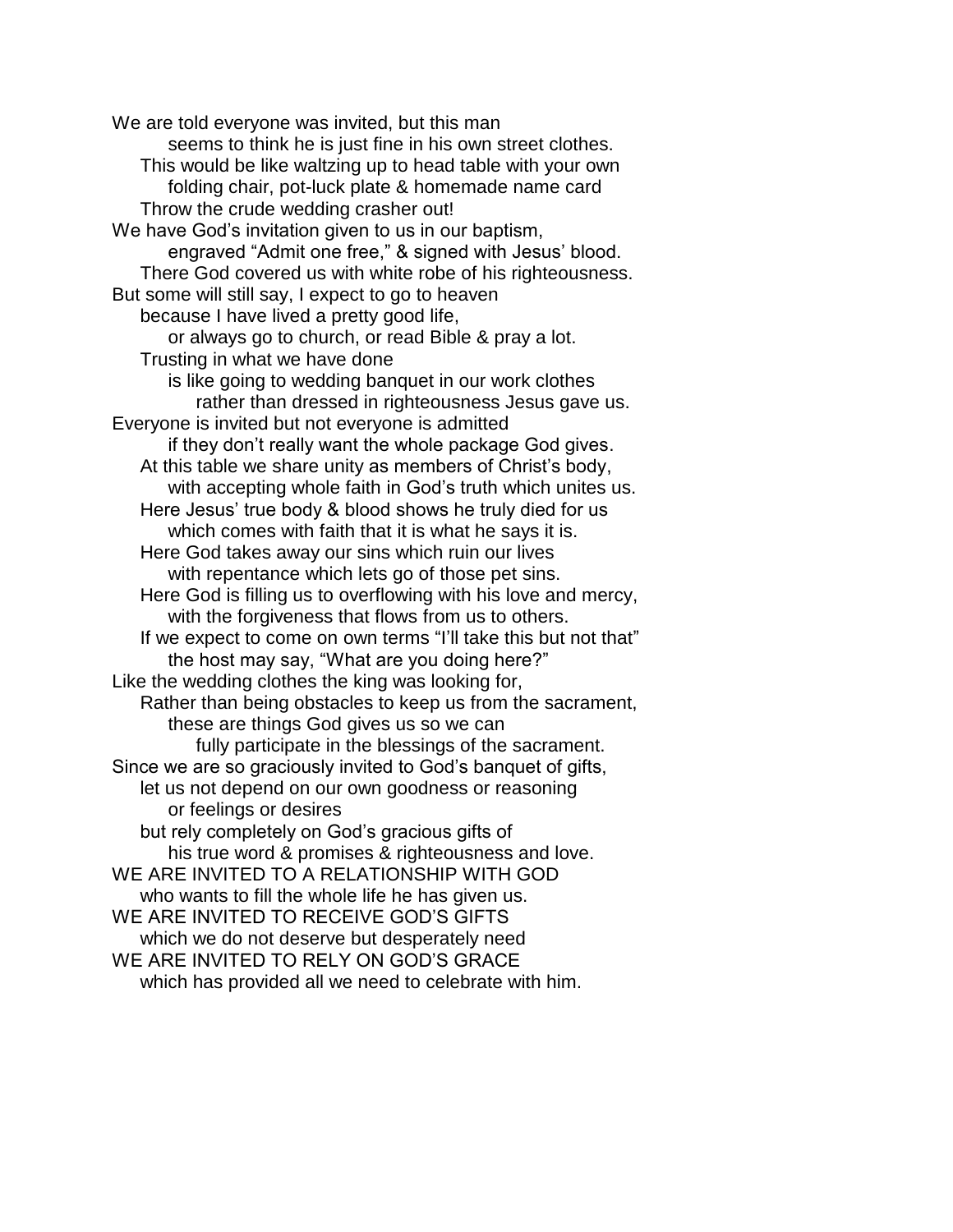We are told everyone was invited, but this man
seems to think he is just fine in his own street clothes.
This would be like waltzing up to head table with your own
folding chair, pot-luck plate & homemade name card
Throw the crude wedding crasher out!
We have God's invitation given to us in our baptism,
engraved "Admit one free," & signed with Jesus' blood.
There God covered us with white robe of his righteousness.
But some will still say, I expect to go to heaven
because I have lived a pretty good life,
or always go to church, or read Bible & pray a lot.
Trusting in what we have done
is like going to wedding banquet in our work clothes
rather than dressed in righteousness Jesus gave us.
Everyone is invited but not everyone is admitted
if they don't really want the whole package God gives.
At this table we share unity as members of Christ's body,
with accepting whole faith in God's truth which unites us.
Here Jesus' true body & blood shows he truly died for us
which comes with faith that it is what he says it is.
Here God takes away our sins which ruin our lives
with repentance which lets go of those pet sins.
Here God is filling us to overflowing with his love and mercy,
with the forgiveness that flows from us to others.
If we expect to come on own terms "I'll take this but not that"
the host may say, "What are you doing here?"
Like the wedding clothes the king was looking for,
Rather than being obstacles to keep us from the sacrament,
these are things God gives us so we can
fully participate in the blessings of the sacrament.
Since we are so graciously invited to God's banquet of gifts,
let us not depend on our own goodness or reasoning
or feelings or desires
but rely completely on God's gracious gifts of
his true word & promises & righteousness and love.
WE ARE INVITED TO A RELATIONSHIP WITH GOD
who wants to fill the whole life he has given us.
WE ARE INVITED TO RECEIVE GOD'S GIFTS
which we do not deserve but desperately need
WE ARE INVITED TO RELY ON GOD'S GRACE
which has provided all we need to celebrate with him.